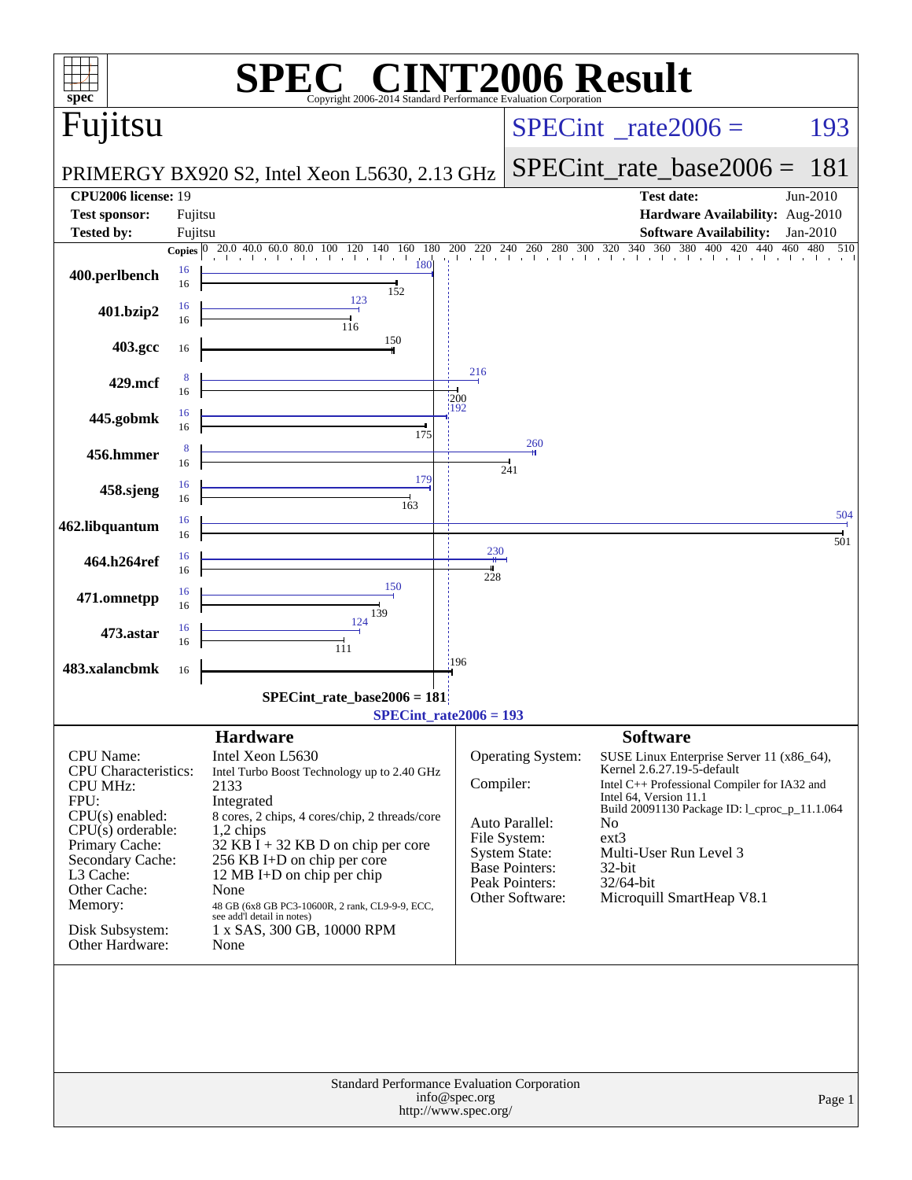# SPEC CINT2006 Result

Copyright 2006-2014 Standard Performance Evaluation Corporation

## Fujitsu

PRIMERGY BX920 S2, Intel Xeon L5630, 2.13 GHz

SPECint_rate2006 = 193

SPECint_rate_base2006 = 181

| | | | |
|---|---|---|---|
| **CPU2006 license:** | 19 | **Test date:** | Jun-2010 |
| **Test sponsor:** | Fujitsu | **Hardware Availability:** | Aug-2010 |
| **Tested by:** | Fujitsu | **Software Availability:** | Jan-2010 |

| Benchmark | Copies (peak) | Peak | Copies (base) | Base |
|---|---|---|---|---|
| 400.perlbench | 16 | 180 | 16 | 152 |
| 401.bzip2 | 16 | 123 | 16 | 116 |
| 403.gcc | | | 16 | 150 |
| 429.mcf | 8 | 216 | 16 | 200 |
| 445.gobmk | 16 | 192 | 16 | 175 |
| 456.hmmer | 8 | 260 | 16 | 241 |
| 458.sjeng | 16 | 179 | 16 | 163 |
| 462.libquantum | 16 | 504 | 16 | 501 |
| 464.h264ref | 16 | 230 | 16 | 228 |
| 471.omnetpp | 16 | 150 | 16 | 139 |
| 473.astar | 16 | 124 | 16 | 111 |
| 483.xalancbmk | | | 16 | 196 |

SPECint_rate_base2006 = 181

SPECint_rate2006 = 193

### Hardware

| | |
|---|---|
| CPU Name: | Intel Xeon L5630 |
| CPU Characteristics: | Intel Turbo Boost Technology up to 2.40 GHz |
| CPU MHz: | 2133 |
| FPU: | Integrated |
| CPU(s) enabled: | 8 cores, 2 chips, 4 cores/chip, 2 threads/core |
| CPU(s) orderable: | 1,2 chips |
| Primary Cache: | 32 KB I + 32 KB D on chip per core |
| Secondary Cache: | 256 KB I+D on chip per core |
| L3 Cache: | 12 MB I+D on chip per chip |
| Other Cache: | None |
| Memory: | 48 GB (6x8 GB PC3-10600R, 2 rank, CL9-9-9, ECC, see add'l detail in notes) |
| Disk Subsystem: | 1 x SAS, 300 GB, 10000 RPM |
| Other Hardware: | None |

### Software

| | |
|---|---|
| Operating System: | SUSE Linux Enterprise Server 11 (x86_64), Kernel 2.6.27.19-5-default |
| Compiler: | Intel C++ Professional Compiler for IA32 and Intel 64, Version 11.1 Build 20091130 Package ID: l_cproc_p_11.1.064 |
| Auto Parallel: | No |
| File System: | ext3 |
| System State: | Multi-User Run Level 3 |
| Base Pointers: | 32-bit |
| Peak Pointers: | 32/64-bit |
| Other Software: | Microquill SmartHeap V8.1 |

Standard Performance Evaluation Corporation
info@spec.org
http://www.spec.org/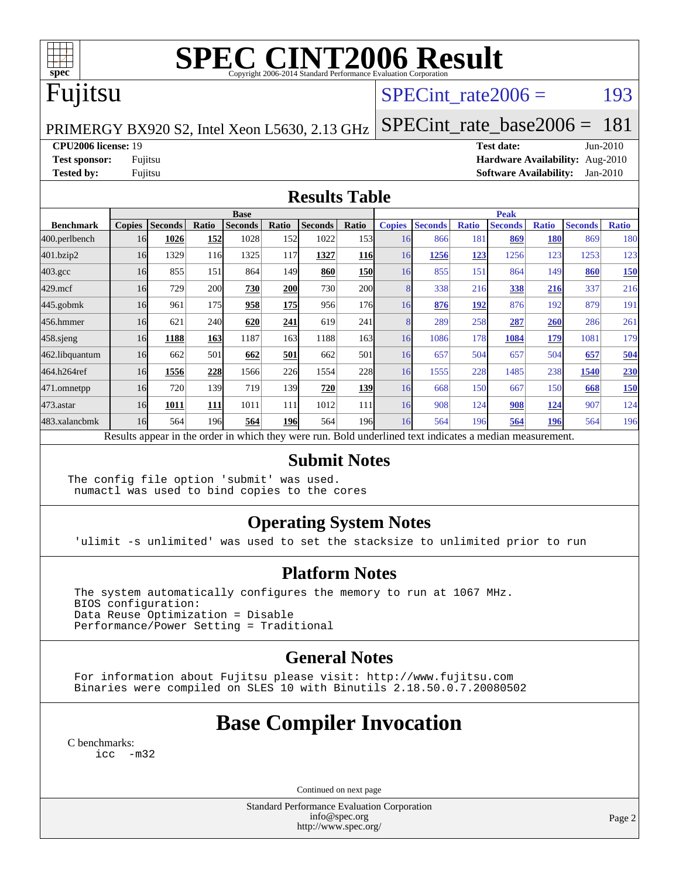# SPEC CINT2006 Result

Copyright 2006-2014 Standard Performance Evaluation Corporation

## Fujitsu

PRIMERGY BX920 S2, Intel Xeon L5630, 2.13 GHz

SPECint_rate2006 = 193

SPECint_rate_base2006 = 181

**CPU2006 license:** 19
**Test sponsor:** Fujitsu
**Tested by:** Fujitsu

**Test date:** Jun-2010
**Hardware Availability:** Aug-2010
**Software Availability:** Jan-2010

## Results Table

| Benchmark | Base | | | | | | | Peak | | | | | | |
|---|---|---|---|---|---|---|---|---|---|---|---|---|---|---|
| | Copies | Seconds | Ratio | Seconds | Ratio | Seconds | Ratio | Copies | Seconds | Ratio | Seconds | Ratio | Seconds | Ratio |
| 400.perlbench | 16 | **1026** | **152** | 1028 | 152 | 1022 | 153 | 16 | 866 | 181 | **869** | **180** | 869 | 180 |
| 401.bzip2 | 16 | 1329 | 116 | 1325 | 117 | **1327** | **116** | 16 | **1256** | **123** | 1256 | 123 | 1253 | 123 |
| 403.gcc | 16 | 855 | 151 | 864 | 149 | **860** | **150** | 16 | 855 | 151 | 864 | 149 | **860** | **150** |
| 429.mcf | 16 | 729 | 200 | **730** | **200** | 730 | 200 | 8 | 338 | 216 | **338** | **216** | 337 | 216 |
| 445.gobmk | 16 | 961 | 175 | **958** | **175** | 956 | 176 | 16 | **876** | **192** | 876 | 192 | 879 | 191 |
| 456.hmmer | 16 | 621 | 240 | **620** | **241** | 619 | 241 | 8 | 289 | 258 | **287** | **260** | 286 | 261 |
| 458.sjeng | 16 | **1188** | **163** | 1187 | 163 | 1188 | 163 | 16 | 1086 | 178 | **1084** | **179** | 1081 | 179 |
| 462.libquantum | 16 | 662 | 501 | **662** | **501** | 662 | 501 | 16 | 657 | 504 | 657 | 504 | **657** | **504** |
| 464.h264ref | 16 | **1556** | **228** | 1566 | 226 | 1554 | 228 | 16 | 1555 | 228 | 1485 | 238 | **1540** | **230** |
| 471.omnetpp | 16 | 720 | 139 | 719 | 139 | **720** | **139** | 16 | 668 | 150 | 667 | 150 | **668** | **150** |
| 473.astar | 16 | **1011** | **111** | 1011 | 111 | 1012 | 111 | 16 | 908 | 124 | **908** | **124** | 907 | 124 |
| 483.xalancbmk | 16 | 564 | 196 | **564** | **196** | 564 | 196 | 16 | 564 | 196 | **564** | **196** | 564 | 196 |

Results appear in the order in which they were run. Bold underlined text indicates a median measurement.

## Submit Notes

```
The config file option 'submit' was used.
 numactl was used to bind copies to the cores
```

## Operating System Notes

```
'ulimit -s unlimited' was used to set the stacksize to unlimited prior to run
```

## Platform Notes

```
The system automatically configures the memory to run at 1067 MHz.
BIOS configuration:
Data Reuse Optimization = Disable
Performance/Power Setting = Traditional
```

## General Notes

```
For information about Fujitsu please visit: http://www.fujitsu.com
Binaries were compiled on SLES 10 with Binutils 2.18.50.0.7.20080502
```

# Base Compiler Invocation

C benchmarks:

```
icc  -m32
```

Continued on next page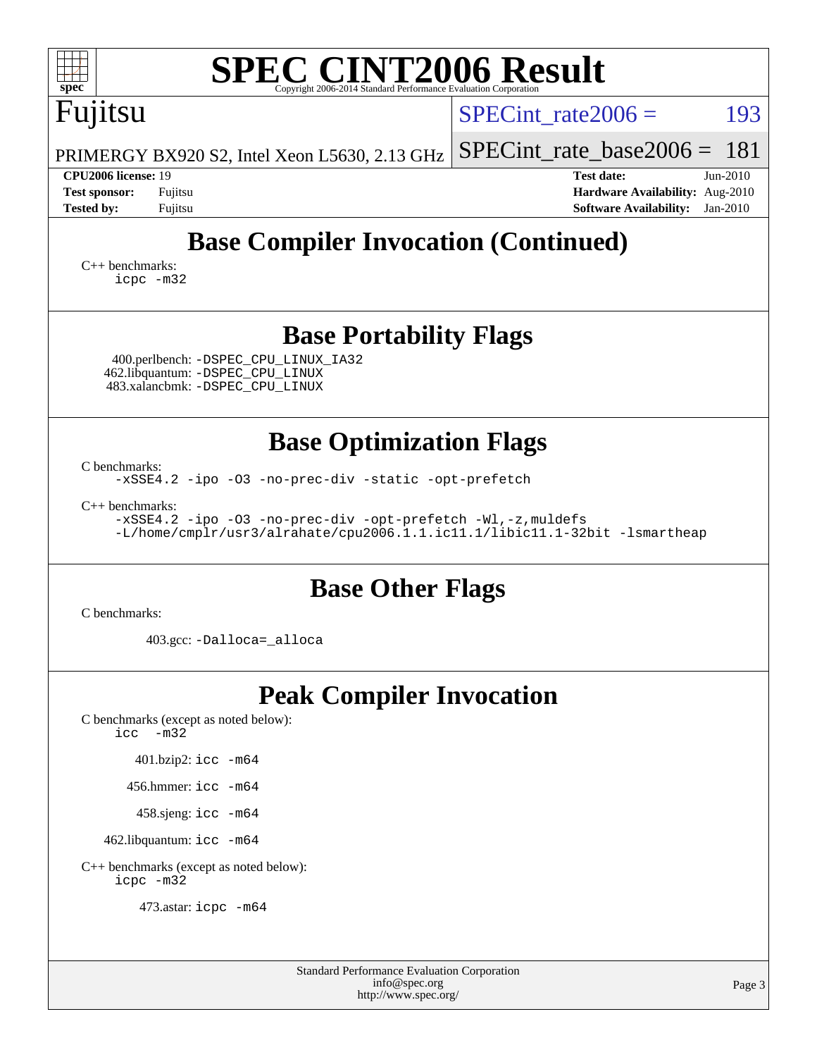# SPEC CINT2006 Result

Copyright 2006-2014 Standard Performance Evaluation Corporation

**Fujitsu**

PRIMERGY BX920 S2, Intel Xeon L5630, 2.13 GHz

SPECint_rate2006 = 193

SPECint_rate_base2006 = 181

| | | | |
|---|---|---|---|
| **CPU2006 license:** 19 | | **Test date:** | Jun-2010 |
| **Test sponsor:** | Fujitsu | **Hardware Availability:** | Aug-2010 |
| **Tested by:** | Fujitsu | **Software Availability:** | Jan-2010 |

## Base Compiler Invocation (Continued)

C++ benchmarks:
`icpc -m32`

## Base Portability Flags

400.perlbench: `-DSPEC_CPU_LINUX_IA32`
462.libquantum: `-DSPEC_CPU_LINUX`
483.xalancbmk: `-DSPEC_CPU_LINUX`

## Base Optimization Flags

C benchmarks:
`-xSSE4.2 -ipo -O3 -no-prec-div -static -opt-prefetch`

C++ benchmarks:
`-xSSE4.2 -ipo -O3 -no-prec-div -opt-prefetch -Wl,-z,muldefs`
`-L/home/cmplr/usr3/alrahate/cpu2006.1.1.ic11.1/libic11.1-32bit -lsmartheap`

## Base Other Flags

C benchmarks:

403.gcc: `-Dalloca=_alloca`

## Peak Compiler Invocation

C benchmarks (except as noted below):
`icc -m32`

401.bzip2: `icc -m64`

456.hmmer: `icc -m64`

458.sjeng: `icc -m64`

462.libquantum: `icc -m64`

C++ benchmarks (except as noted below):
`icpc -m32`

473.astar: `icpc -m64`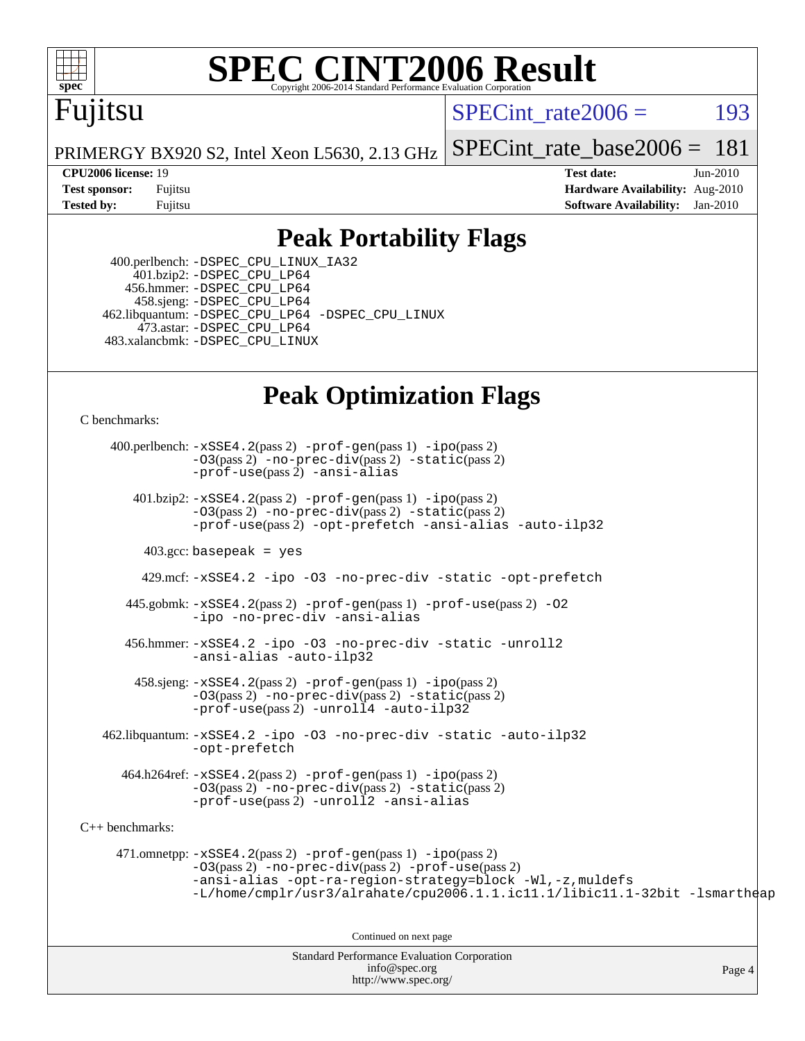# SPEC CINT2006 Result

Copyright 2006-2014 Standard Performance Evaluation Corporation

Fujitsu

PRIMERGY BX920 S2, Intel Xeon L5630, 2.13 GHz

SPECint_rate2006 = 193

SPECint_rate_base2006 = 181

| | | | |
|---|---|---|---|
| **CPU2006 license:** 19 | | **Test date:** | Jun-2010 |
| **Test sponsor:** | Fujitsu | **Hardware Availability:** | Aug-2010 |
| **Tested by:** | Fujitsu | **Software Availability:** | Jan-2010 |

## Peak Portability Flags

400.perlbench: -DSPEC_CPU_LINUX_IA32
401.bzip2: -DSPEC_CPU_LP64
456.hmmer: -DSPEC_CPU_LP64
458.sjeng: -DSPEC_CPU_LP64
462.libquantum: -DSPEC_CPU_LP64 -DSPEC_CPU_LINUX
473.astar: -DSPEC_CPU_LP64
483.xalancbmk: -DSPEC_CPU_LINUX

## Peak Optimization Flags

C benchmarks:

400.perlbench: -xSSE4.2(pass 2) -prof-gen(pass 1) -ipo(pass 2) -O3(pass 2) -no-prec-div(pass 2) -static(pass 2) -prof-use(pass 2) -ansi-alias

401.bzip2: -xSSE4.2(pass 2) -prof-gen(pass 1) -ipo(pass 2) -O3(pass 2) -no-prec-div(pass 2) -static(pass 2) -prof-use(pass 2) -opt-prefetch -ansi-alias -auto-ilp32

403.gcc: basepeak = yes

429.mcf: -xSSE4.2 -ipo -O3 -no-prec-div -static -opt-prefetch

445.gobmk: -xSSE4.2(pass 2) -prof-gen(pass 1) -prof-use(pass 2) -O2 -ipo -no-prec-div -ansi-alias

456.hmmer: -xSSE4.2 -ipo -O3 -no-prec-div -static -unroll2 -ansi-alias -auto-ilp32

458.sjeng: -xSSE4.2(pass 2) -prof-gen(pass 1) -ipo(pass 2) -O3(pass 2) -no-prec-div(pass 2) -static(pass 2) -prof-use(pass 2) -unroll4 -auto-ilp32

462.libquantum: -xSSE4.2 -ipo -O3 -no-prec-div -static -auto-ilp32 -opt-prefetch

464.h264ref: -xSSE4.2(pass 2) -prof-gen(pass 1) -ipo(pass 2) -O3(pass 2) -no-prec-div(pass 2) -static(pass 2) -prof-use(pass 2) -unroll2 -ansi-alias

C++ benchmarks:

471.omnetpp: -xSSE4.2(pass 2) -prof-gen(pass 1) -ipo(pass 2) -O3(pass 2) -no-prec-div(pass 2) -prof-use(pass 2) -ansi-alias -opt-ra-region-strategy=block -Wl,-z,muldefs -L/home/cmplr/usr3/alrahate/cpu2006.1.1.ic11.1/libic11.1-32bit -lsmartheap

Continued on next page

Standard Performance Evaluation Corporation
info@spec.org
http://www.spec.org/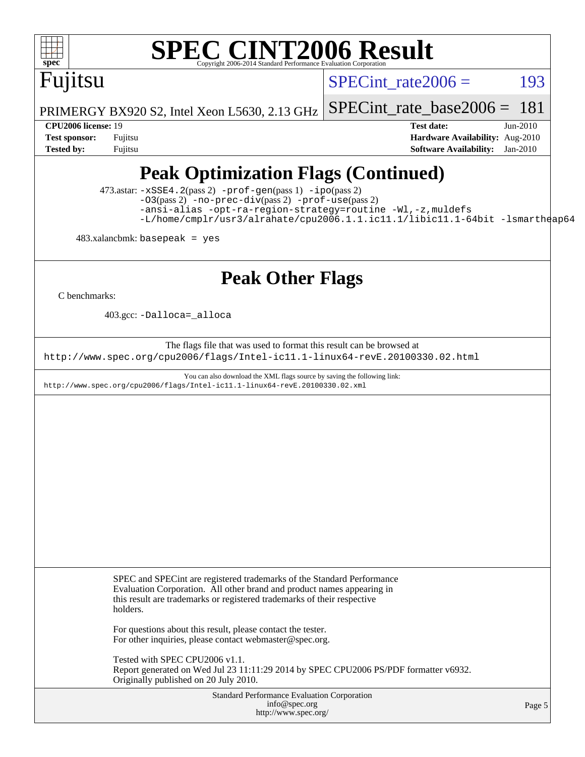# SPEC CINT2006 Result

Copyright 2006-2014 Standard Performance Evaluation Corporation

**Fujitsu**

PRIMERGY BX920 S2, Intel Xeon L5630, 2.13 GHz

SPECint_rate2006 = 193

SPECint_rate_base2006 = 181

**CPU2006 license:** 19
**Test sponsor:** Fujitsu
**Tested by:** Fujitsu

**Test date:** Jun-2010
**Hardware Availability:** Aug-2010
**Software Availability:** Jan-2010

## Peak Optimization Flags (Continued)

473.astar: `-xSSE4.2`(pass 2) `-prof-gen`(pass 1) `-ipo`(pass 2) `-O3`(pass 2) `-no-prec-div`(pass 2) `-prof-use`(pass 2) `-ansi-alias` `-opt-ra-region-strategy=routine` `-Wl,-z,muldefs` `-L/home/cmplr/usr3/alrahate/cpu2006.1.1.ic11.1/libic11.1-64bit` `-lsmartheap64`

483.xalancbmk: `basepeak = yes`

## Peak Other Flags

C benchmarks:

403.gcc: `-Dalloca=_alloca`

The flags file that was used to format this result can be browsed at
http://www.spec.org/cpu2006/flags/Intel-ic11.1-linux64-revE.20100330.02.html

You can also download the XML flags source by saving the following link:
http://www.spec.org/cpu2006/flags/Intel-ic11.1-linux64-revE.20100330.02.xml

SPEC and SPECint are registered trademarks of the Standard Performance Evaluation Corporation. All other brand and product names appearing in this result are trademarks or registered trademarks of their respective holders.

For questions about this result, please contact the tester.
For other inquiries, please contact webmaster@spec.org.

Tested with SPEC CPU2006 v1.1.
Report generated on Wed Jul 23 11:11:29 2014 by SPEC CPU2006 PS/PDF formatter v6932.
Originally published on 20 July 2010.

Standard Performance Evaluation Corporation
info@spec.org
http://www.spec.org/